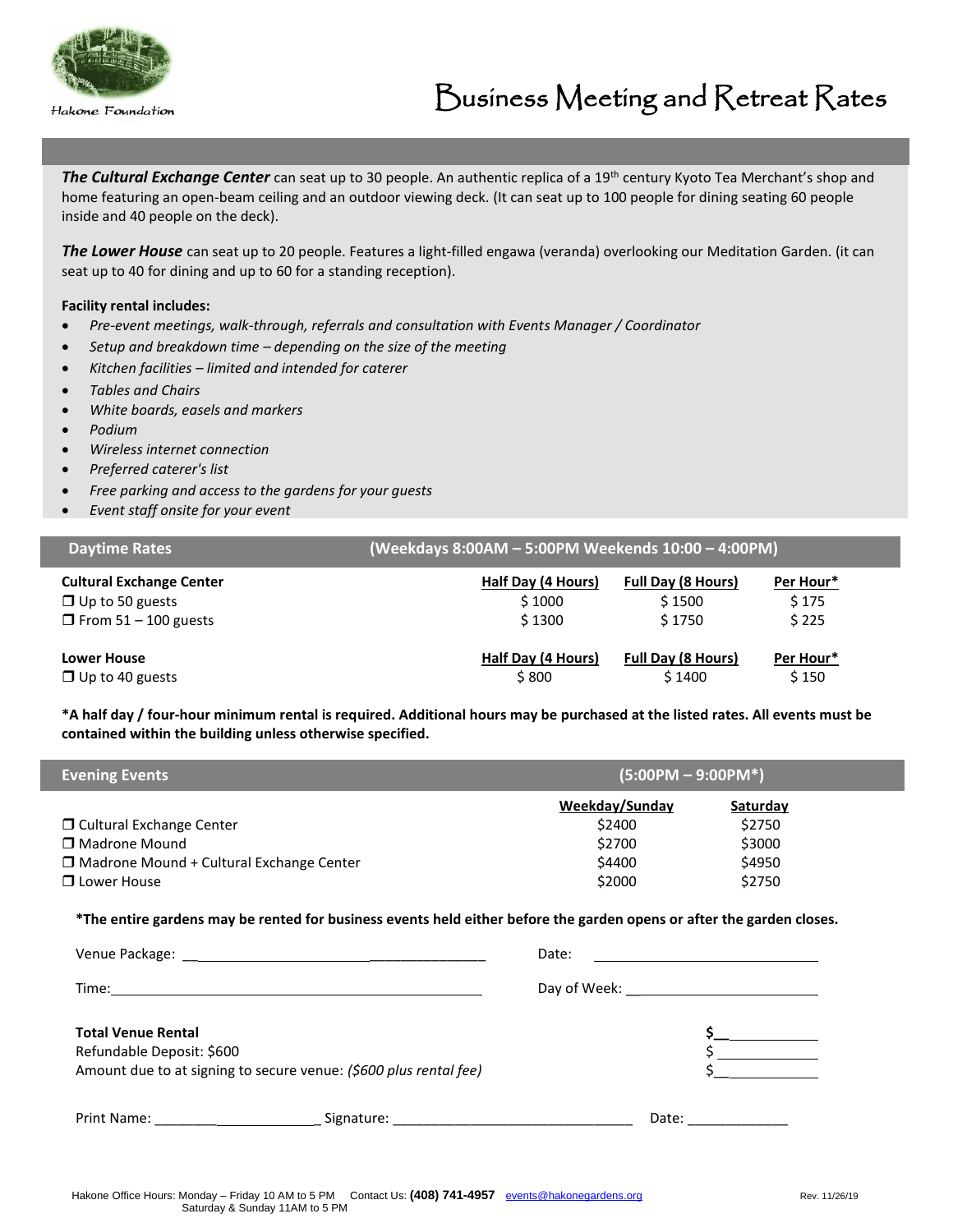Hakone Foundation

# Business Meeting and Retreat Rates

***The Cultural Exchange Center*** can seat up to 30 people. An authentic replica of a 19th century Kyoto Tea Merchant's shop and home featuring an open-beam ceiling and an outdoor viewing deck. (It can seat up to 100 people for dining seating 60 people inside and 40 people on the deck).

***The Lower House*** can seat up to 20 people. Features a light-filled engawa (veranda) overlooking our Meditation Garden. (it can seat up to 40 for dining and up to 60 for a standing reception).

**Facility rental includes:**

- *Pre-event meetings, walk-through, referrals and consultation with Events Manager / Coordinator*
- *Setup and breakdown time – depending on the size of the meeting*
- *Kitchen facilities – limited and intended for caterer*
- *Tables and Chairs*
- *White boards, easels and markers*
- *Podium*
- *Wireless internet connection*
- *Preferred caterer's list*
- *Free parking and access to the gardens for your guests*
- *Event staff onsite for your event*

## Daytime Rates (Weekdays 8:00AM – 5:00PM Weekends 10:00 – 4:00PM)

| **Cultural Exchange Center** | **Half Day (4 Hours)** | **Full Day (8 Hours)** | **Per Hour*** |
|---|---|---|---|
| ❒ Up to 50 guests | $ 1000 | $ 1500 | $ 175 |
| ❒ From 51 – 100 guests | $ 1300 | $ 1750 | $ 225 |
| **Lower House** | **Half Day (4 Hours)** | **Full Day (8 Hours)** | **Per Hour*** |
| ❒ Up to 40 guests | $ 800 | $ 1400 | $ 150 |

**\*A half day / four-hour minimum rental is required. Additional hours may be purchased at the listed rates. All events must be contained within the building unless otherwise specified.**

## Evening Events (5:00PM – 9:00PM*)

| | **Weekday/Sunday** | **Saturday** |
|---|---|---|
| ❒ Cultural Exchange Center | $2400 | $2750 |
| ❒ Madrone Mound | $2700 | $3000 |
| ❒ Madrone Mound + Cultural Exchange Center | $4400 | $4950 |
| ❒ Lower House | $2000 | $2750 |

**\*The entire gardens may be rented for business events held either before the garden opens or after the garden closes.**

Venue Package: ______________________________ Date: ______________________

Time: ______________________________________ Day of Week: ________________

**Total Venue Rental** **$**__________

Refundable Deposit: $600 $__________

Amount due to at signing to secure venue: *($600 plus rental fee)* $__________

Print Name: ______________________ Signature: ____________________________ Date: ____________

Hakone Office Hours: Monday – Friday 10 AM to 5 PM Saturday & Sunday 11AM to 5 PM Contact Us: **(408) 741-4957** events@hakonegardens.org Rev. 11/26/19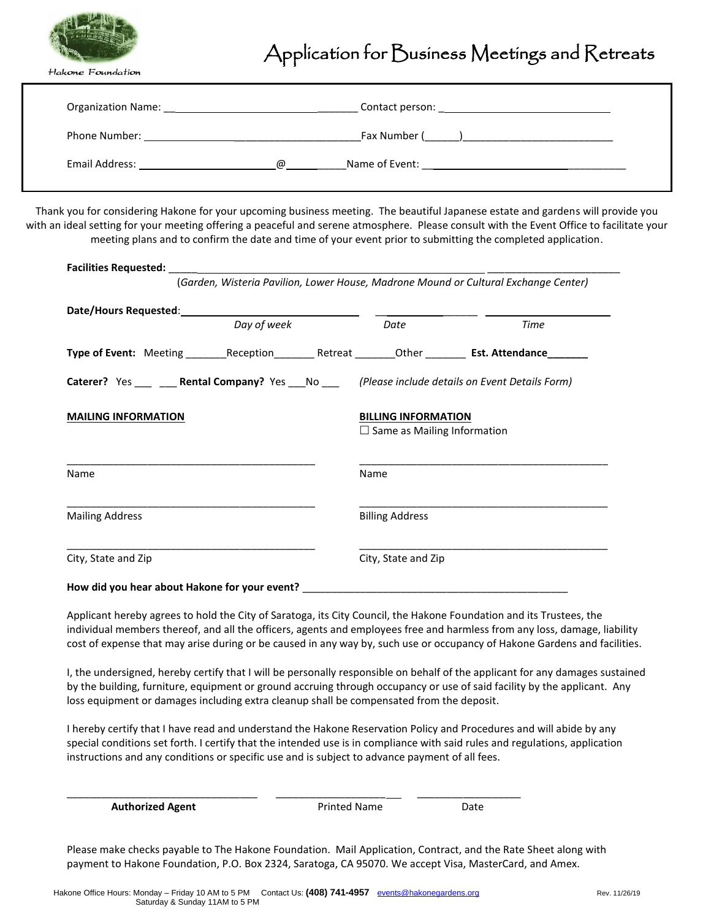Hakone Foundation

# Application for Business Meetings and Retreats

Organization Name: ______________________________________ Contact person: ______________________________

Phone Number: ______________________________________ Fax Number (______)__________________________

Email Address: ________________________@___________Name of Event: ____________________________________

Thank you for considering Hakone for your upcoming business meeting. The beautiful Japanese estate and gardens will provide you with an ideal setting for your meeting offering a peaceful and serene atmosphere. Please consult with the Event Office to facilitate your meeting plans and to confirm the date and time of your event prior to submitting the completed application.

**Facilities Requested:** ______________________________________________________ ______________________
(*Garden, Wisteria Pavilion, Lower House, Madrone Mound or Cultural Exchange Center*)

**Date/Hours Requested**:______________________________ ________________ ____________________
*Day of week* *Date* *Time*

**Type of Event:** Meeting _______Reception_______ Retreat _______Other _______ **Est. Attendance_______**

**Caterer?** Yes ___ ___ **Rental Company?** Yes ___No ___ *(Please include details on Event Details Form)*

**MAILING INFORMATION**

_____________________________________________
Name

_____________________________________________
Mailing Address

_____________________________________________
City, State and Zip

**BILLING INFORMATION**
☐ Same as Mailing Information

_____________________________________________
Name

_____________________________________________
Billing Address

_____________________________________________
City, State and Zip

**How did you hear about Hakone for your event?** ______________________________________________

Applicant hereby agrees to hold the City of Saratoga, its City Council, the Hakone Foundation and its Trustees, the individual members thereof, and all the officers, agents and employees free and harmless from any loss, damage, liability cost of expense that may arise during or be caused in any way by, such use or occupancy of Hakone Gardens and facilities.

I, the undersigned, hereby certify that I will be personally responsible on behalf of the applicant for any damages sustained by the building, furniture, equipment or ground accruing through occupancy or use of said facility by the applicant. Any loss equipment or damages including extra cleanup shall be compensated from the deposit.

I hereby certify that I have read and understand the Hakone Reservation Policy and Procedures and will abide by any special conditions set forth. I certify that the intended use is in compliance with said rules and regulations, application instructions and any conditions or specific use and is subject to advance payment of all fees.

_________________________________ _______________________ __________________
**Authorized Agent** Printed Name Date

Please make checks payable to The Hakone Foundation. Mail Application, Contract, and the Rate Sheet along with payment to Hakone Foundation, P.O. Box 2324, Saratoga, CA 95070. We accept Visa, MasterCard, and Amex.

Hakone Office Hours: Monday – Friday 10 AM to 5 PM Contact Us: **(408) 741-4957** events@hakonegardens.org Rev. 11/26/19
Saturday & Sunday 11AM to 5 PM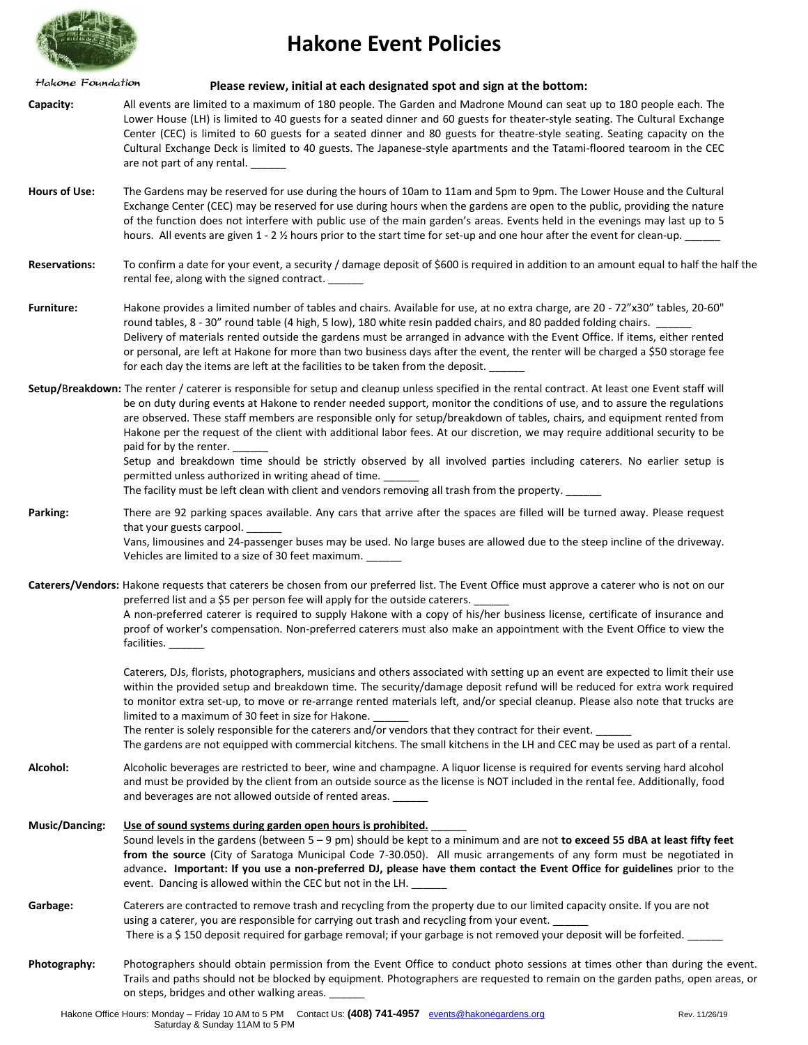Hakone Foundation

# Hakone Event Policies

**Please review, initial at each designated spot and sign at the bottom:**

**Capacity:** All events are limited to a maximum of 180 people. The Garden and Madrone Mound can seat up to 180 people each. The Lower House (LH) is limited to 40 guests for a seated dinner and 60 guests for theater-style seating. The Cultural Exchange Center (CEC) is limited to 60 guests for a seated dinner and 80 guests for theatre-style seating. Seating capacity on the Cultural Exchange Deck is limited to 40 guests. The Japanese-style apartments and the Tatami-floored tearoom in the CEC are not part of any rental. ______

**Hours of Use:** The Gardens may be reserved for use during the hours of 10am to 11am and 5pm to 9pm. The Lower House and the Cultural Exchange Center (CEC) may be reserved for use during hours when the gardens are open to the public, providing the nature of the function does not interfere with public use of the main garden's areas. Events held in the evenings may last up to 5 hours. All events are given 1 - 2 ½ hours prior to the start time for set-up and one hour after the event for clean-up. ______

**Reservations:** To confirm a date for your event, a security / damage deposit of $600 is required in addition to an amount equal to half the half the rental fee, along with the signed contract. ______

**Furniture:** Hakone provides a limited number of tables and chairs. Available for use, at no extra charge, are 20 - 72"x30" tables, 20-60" round tables, 8 - 30" round table (4 high, 5 low), 180 white resin padded chairs, and 80 padded folding chairs. ______
Delivery of materials rented outside the gardens must be arranged in advance with the Event Office. If items, either rented or personal, are left at Hakone for more than two business days after the event, the renter will be charged a $50 storage fee for each day the items are left at the facilities to be taken from the deposit. ______

**Setup/Breakdown:** The renter / caterer is responsible for setup and cleanup unless specified in the rental contract. At least one Event staff will be on duty during events at Hakone to render needed support, monitor the conditions of use, and to assure the regulations are observed. These staff members are responsible only for setup/breakdown of tables, chairs, and equipment rented from Hakone per the request of the client with additional labor fees. At our discretion, we may require additional security to be paid for by the renter. ______
Setup and breakdown time should be strictly observed by all involved parties including caterers. No earlier setup is permitted unless authorized in writing ahead of time. ______
The facility must be left clean with client and vendors removing all trash from the property. ______

**Parking:** There are 92 parking spaces available. Any cars that arrive after the spaces are filled will be turned away. Please request that your guests carpool. ______
Vans, limousines and 24-passenger buses may be used. No large buses are allowed due to the steep incline of the driveway. Vehicles are limited to a size of 30 feet maximum. ______

**Caterers/Vendors:** Hakone requests that caterers be chosen from our preferred list. The Event Office must approve a caterer who is not on our preferred list and a $5 per person fee will apply for the outside caterers. ______
A non-preferred caterer is required to supply Hakone with a copy of his/her business license, certificate of insurance and proof of worker's compensation. Non-preferred caterers must also make an appointment with the Event Office to view the facilities. ______

Caterers, DJs, florists, photographers, musicians and others associated with setting up an event are expected to limit their use within the provided setup and breakdown time. The security/damage deposit refund will be reduced for extra work required to monitor extra set-up, to move or re-arrange rented materials left, and/or special cleanup. Please also note that trucks are limited to a maximum of 30 feet in size for Hakone. ______
The renter is solely responsible for the caterers and/or vendors that they contract for their event. ______
The gardens are not equipped with commercial kitchens. The small kitchens in the LH and CEC may be used as part of a rental.

**Alcohol:** Alcoholic beverages are restricted to beer, wine and champagne. A liquor license is required for events serving hard alcohol and must be provided by the client from an outside source as the license is NOT included in the rental fee. Additionally, food and beverages are not allowed outside of rented areas. ______

**Music/Dancing:** **Use of sound systems during garden open hours is prohibited.** ______
Sound levels in the gardens (between 5 – 9 pm) should be kept to a minimum and are not **to exceed 55 dBA at least fifty feet from the source** (City of Saratoga Municipal Code 7-30.050). All music arrangements of any form must be negotiated in advance**. Important: If you use a non-preferred DJ, please have them contact the Event Office for guidelines** prior to the event. Dancing is allowed within the CEC but not in the LH. ______

**Garbage:** Caterers are contracted to remove trash and recycling from the property due to our limited capacity onsite. If you are not using a caterer, you are responsible for carrying out trash and recycling from your event. ______
There is a $ 150 deposit required for garbage removal; if your garbage is not removed your deposit will be forfeited. ______

**Photography:** Photographers should obtain permission from the Event Office to conduct photo sessions at times other than during the event. Trails and paths should not be blocked by equipment. Photographers are requested to remain on the garden paths, open areas, or on steps, bridges and other walking areas. ______

Hakone Office Hours: Monday – Friday 10 AM to 5 PM Saturday & Sunday 11AM to 5 PM Contact Us: **(408) 741-4957** events@hakonegardens.org Rev. 11/26/19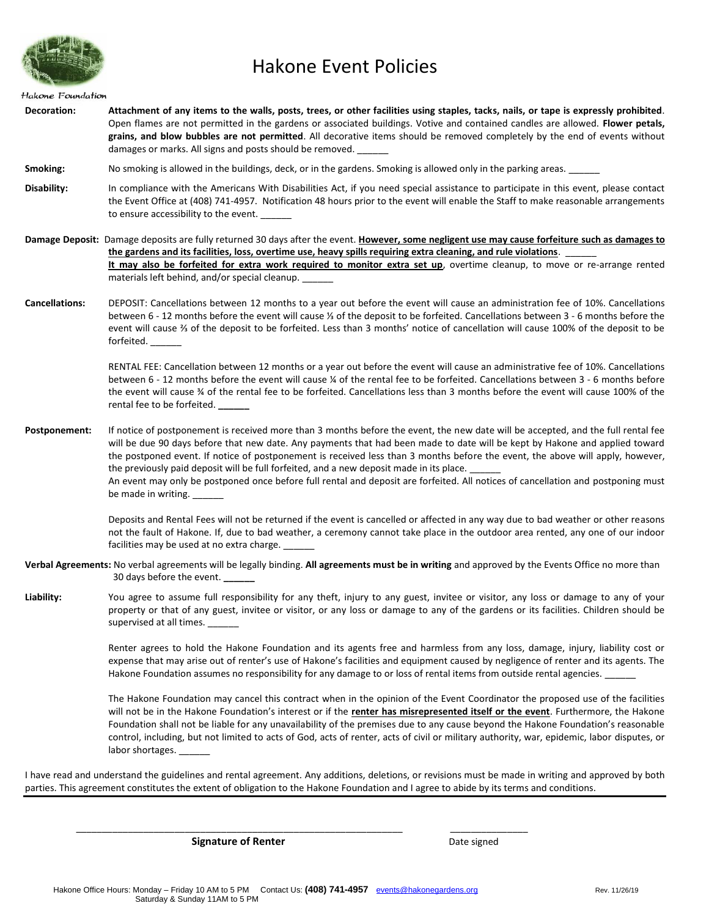# Hakone Event Policies

Hakone Foundation

**Decoration:** **Attachment of any items to the walls, posts, trees, or other facilities using staples, tacks, nails, or tape is expressly prohibited**. Open flames are not permitted in the gardens or associated buildings. Votive and contained candles are allowed. **Flower petals, grains, and blow bubbles are not permitted**. All decorative items should be removed completely by the end of events without damages or marks. All signs and posts should be removed. ______

**Smoking:** No smoking is allowed in the buildings, deck, or in the gardens. Smoking is allowed only in the parking areas. ______

**Disability:** In compliance with the Americans With Disabilities Act, if you need special assistance to participate in this event, please contact the Event Office at (408) 741-4957. Notification 48 hours prior to the event will enable the Staff to make reasonable arrangements to ensure accessibility to the event. ______

**Damage Deposit:** Damage deposits are fully returned 30 days after the event. **However, some negligent use may cause forfeiture such as damages to the gardens and its facilities, loss, overtime use, heavy spills requiring extra cleaning, and rule violations**. ______
**It may also be forfeited for extra work required to monitor extra set up**, overtime cleanup, to move or re-arrange rented materials left behind, and/or special cleanup. ______

**Cancellations:** DEPOSIT: Cancellations between 12 months to a year out before the event will cause an administration fee of 10%. Cancellations between 6 - 12 months before the event will cause ⅓ of the deposit to be forfeited. Cancellations between 3 - 6 months before the event will cause ⅔ of the deposit to be forfeited. Less than 3 months' notice of cancellation will cause 100% of the deposit to be forfeited. ______

RENTAL FEE: Cancellation between 12 months or a year out before the event will cause an administrative fee of 10%. Cancellations between 6 - 12 months before the event will cause ¼ of the rental fee to be forfeited. Cancellations between 3 - 6 months before the event will cause ¾ of the rental fee to be forfeited. Cancellations less than 3 months before the event will cause 100% of the rental fee to be forfeited. ______

**Postponement:** If notice of postponement is received more than 3 months before the event, the new date will be accepted, and the full rental fee will be due 90 days before that new date. Any payments that had been made to date will be kept by Hakone and applied toward the postponed event. If notice of postponement is received less than 3 months before the event, the above will apply, however, the previously paid deposit will be full forfeited, and a new deposit made in its place. ______
An event may only be postponed once before full rental and deposit are forfeited. All notices of cancellation and postponing must be made in writing. ______

Deposits and Rental Fees will not be returned if the event is cancelled or affected in any way due to bad weather or other reasons not the fault of Hakone. If, due to bad weather, a ceremony cannot take place in the outdoor area rented, any one of our indoor facilities may be used at no extra charge. ______

**Verbal Agreements:** No verbal agreements will be legally binding. **All agreements must be in writing** and approved by the Events Office no more than 30 days before the event. ______

**Liability:** You agree to assume full responsibility for any theft, injury to any guest, invitee or visitor, any loss or damage to any of your property or that of any guest, invitee or visitor, or any loss or damage to any of the gardens or its facilities. Children should be supervised at all times. ______

Renter agrees to hold the Hakone Foundation and its agents free and harmless from any loss, damage, injury, liability cost or expense that may arise out of renter's use of Hakone's facilities and equipment caused by negligence of renter and its agents. The Hakone Foundation assumes no responsibility for any damage to or loss of rental items from outside rental agencies. ______

The Hakone Foundation may cancel this contract when in the opinion of the Event Coordinator the proposed use of the facilities will not be in the Hakone Foundation's interest or if the **renter has misrepresented itself or the event**. Furthermore, the Hakone Foundation shall not be liable for any unavailability of the premises due to any cause beyond the Hakone Foundation's reasonable control, including, but not limited to acts of God, acts of renter, acts of civil or military authority, war, epidemic, labor disputes, or labor shortages. ______

I have read and understand the guidelines and rental agreement. Any additions, deletions, or revisions must be made in writing and approved by both parties. This agreement constitutes the extent of obligation to the Hakone Foundation and I agree to abide by its terms and conditions.

_______________________________________________ &nbsp;&nbsp;&nbsp;&nbsp; _______________

**Signature of Renter** &nbsp;&nbsp;&nbsp;&nbsp; Date signed

Hakone Office Hours: Monday – Friday 10 AM to 5 PM Contact Us: **(408) 741-4957** events@hakonegardens.org Rev. 11/26/19
Saturday & Sunday 11AM to 5 PM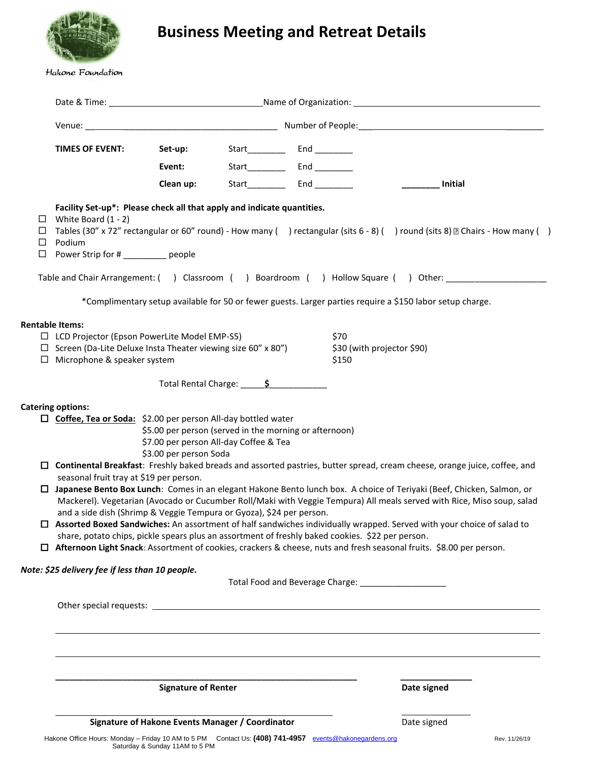Hakone Foundation

# Business Meeting and Retreat Details

Date & Time: ______________________________ Name of Organization: ______________________________

Venue: ______________________________ Number of People: ______________________________

| **TIMES OF EVENT:** | **Set-up:** | Start________ | End ________ | |
|---|---|---|---|---|
| | **Event:** | Start________ | End ________ | |
| | **Clean up:** | Start________ | End ________ | ________ **Initial** |

**Facility Set-up*: Please check all that apply and indicate quantities.**

- ☐ White Board (1 - 2)
- ☐ Tables (30" x 72" rectangular or 60" round) - How many (    ) rectangular (sits 6 - 8) (    ) round (sits 8) ☐ Chairs - How many (    )
- ☐ Podium
- ☐ Power Strip for # _________ people

Table and Chair Arrangement: (    ) Classroom (    ) Boardroom (    ) Hollow Square (    ) Other: ____________________

*Complimentary setup available for 50 or fewer guests. Larger parties require a $150 labor setup charge.

**Rentable Items:**

| | |
|---|---|
| ☐ LCD Projector (Epson PowerLite Model EMP-S5) | $70 |
| ☐ Screen (Da-Lite Deluxe Insta Theater viewing size 60" x 80") | $30 (with projector $90) |
| ☐ Microphone & speaker system | $150 |

Total Rental Charge: _____**$**___________

**Catering options:**

- ☐ **Coffee, Tea or Soda:** $2.00 per person All-day bottled water
  $5.00 per person (served in the morning or afternoon)
  $7.00 per person All-day Coffee & Tea
  $3.00 per person Soda
- ☐ **Continental Breakfast**: Freshly baked breads and assorted pastries, butter spread, cream cheese, orange juice, coffee, and seasonal fruit tray at $19 per person.
- ☐ **Japanese Bento Box Lunch**: Comes in an elegant Hakone Bento lunch box. A choice of Teriyaki (Beef, Chicken, Salmon, or Mackerel). Vegetarian (Avocado or Cucumber Roll/Maki with Veggie Tempura) All meals served with Rice, Miso soup, salad and a side dish (Shrimp & Veggie Tempura or Gyoza), $24 per person.
- ☐ **Assorted Boxed Sandwiches:** An assortment of half sandwiches individually wrapped. Served with your choice of salad to share, potato chips, pickle spears plus an assortment of freshly baked cookies. $22 per person.
- ☐ **Afternoon Light Snack**: Assortment of cookies, crackers & cheese, nuts and fresh seasonal fruits. $8.00 per person.

***Note: $25 delivery fee if less than 10 people.***

Total Food and Beverage Charge: _________________

Other special requests: ______________________________________________________________

______________________________________________________________

______________________________________________________________

______________________________________________________________ ______________
**Signature of Renter** **Date signed**

______________________________________________________________ ______________
**Signature of Hakone Events Manager / Coordinator** Date signed

Hakone Office Hours: Monday – Friday 10 AM to 5 PM Saturday & Sunday 11AM to 5 PM Contact Us: **(408) 741-4957** events@hakonegardens.org

Rev. 11/26/19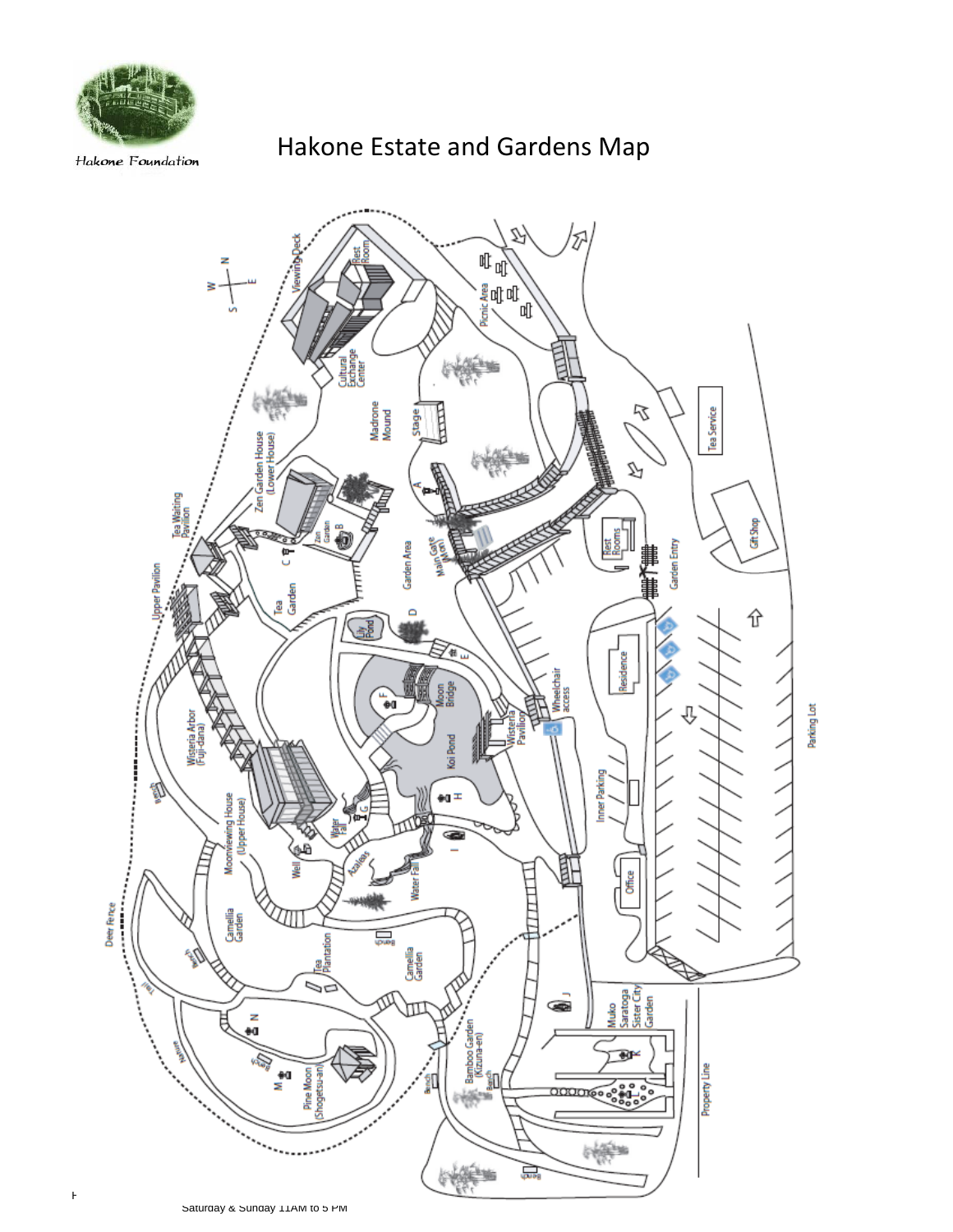Hakone Foundation

# Hakone Estate and Gardens Map

Saturday & Sunday 11AM to 5 PM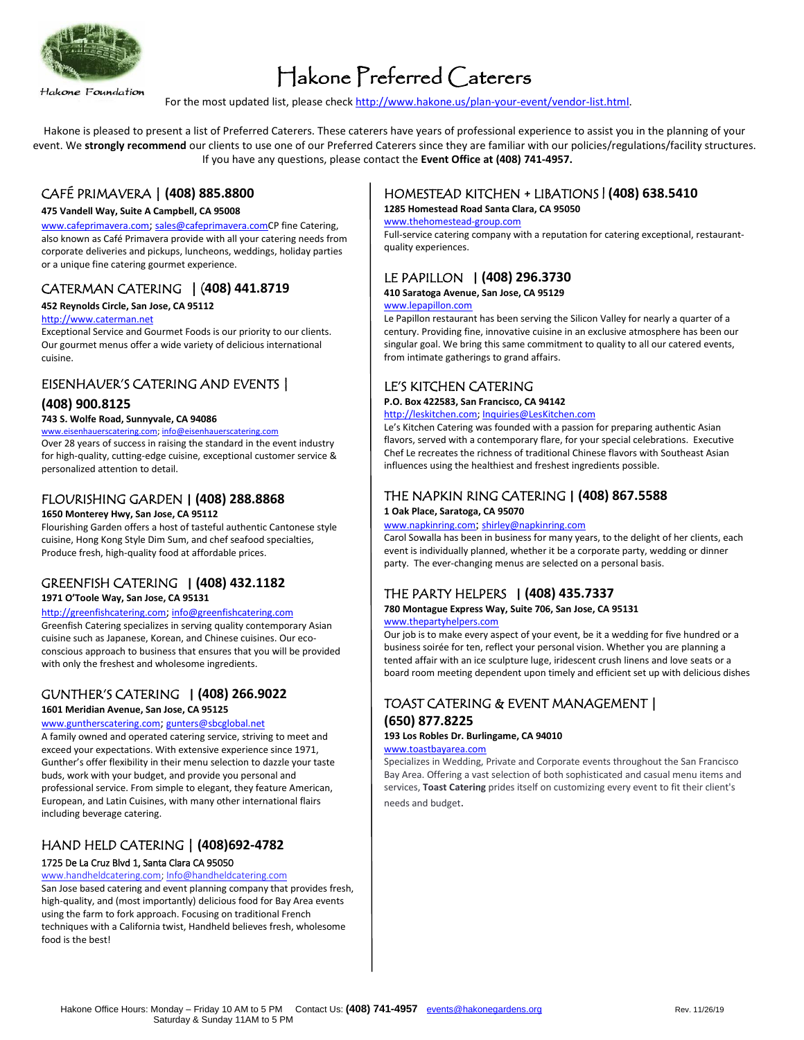Hakone Foundation

# Hakone Preferred Caterers

For the most updated list, please check http://www.hakone.us/plan-your-event/vendor-list.html.

Hakone is pleased to present a list of Preferred Caterers. These caterers have years of professional experience to assist you in the planning of your event. We **strongly recommend** our clients to use one of our Preferred Caterers since they are familiar with our policies/regulations/facility structures. If you have any questions, please contact the **Event Office at (408) 741-4957.**

## CAFÉ PRIMAVERA | (408) 885.8800

**475 Vandell Way, Suite A Campbell, CA 95008**

www.cafeprimavera.com; sales@cafeprimavera.comCP fine Catering, also known as Café Primavera provide with all your catering needs from corporate deliveries and pickups, luncheons, weddings, holiday parties or a unique fine catering gourmet experience.

## CATERMAN CATERING | (408) 441.8719

**452 Reynolds Circle, San Jose, CA 95112**

http://www.caterman.net

Exceptional Service and Gourmet Foods is our priority to our clients. Our gourmet menus offer a wide variety of delicious international cuisine.

## EISENHAUER'S CATERING AND EVENTS | (408) 900.8125

**743 S. Wolfe Road, Sunnyvale, CA 94086**

www.eisenhauerscatering.com; info@eisenhauerscatering.com

Over 28 years of success in raising the standard in the event industry for high-quality, cutting-edge cuisine, exceptional customer service & personalized attention to detail.

## FLOURISHING GARDEN | (408) 288.8868

**1650 Monterey Hwy, San Jose, CA 95112**

Flourishing Garden offers a host of tasteful authentic Cantonese style cuisine, Hong Kong Style Dim Sum, and chef seafood specialties, Produce fresh, high-quality food at affordable prices.

## GREENFISH CATERING | (408) 432.1182

**1971 O'Toole Way, San Jose, CA 95131**

http://greenfishcatering.com; info@greenfishcatering.com

Greenfish Catering specializes in serving quality contemporary Asian cuisine such as Japanese, Korean, and Chinese cuisines. Our eco-conscious approach to business that ensures that you will be provided with only the freshest and wholesome ingredients.

## GUNTHER'S CATERING | (408) 266.9022

**1601 Meridian Avenue, San Jose, CA 95125**

www.guntherscatering.com; gunters@sbcglobal.net

A family owned and operated catering service, striving to meet and exceed your expectations. With extensive experience since 1971, Gunther's offer flexibility in their menu selection to dazzle your taste buds, work with your budget, and provide you personal and professional service. From simple to elegant, they feature American, European, and Latin Cuisines, with many other international flairs including beverage catering.

## HAND HELD CATERING | (408)692-4782

1725 De La Cruz Blvd 1, Santa Clara CA 95050

www.handheldcatering.com; Info@handheldcatering.com

San Jose based catering and event planning company that provides fresh, high-quality, and (most importantly) delicious food for Bay Area events using the farm to fork approach. Focusing on traditional French techniques with a California twist, Handheld believes fresh, wholesome food is the best!

## HOMESTEAD KITCHEN + LIBATIONS | (408) 638.5410

**1285 Homestead Road Santa Clara, CA 95050**

www.thehomestead-group.com

Full-service catering company with a reputation for catering exceptional, restaurant-quality experiences.

## LE PAPILLON | (408) 296.3730

**410 Saratoga Avenue, San Jose, CA 95129**

www.lepapillon.com

Le Papillon restaurant has been serving the Silicon Valley for nearly a quarter of a century. Providing fine, innovative cuisine in an exclusive atmosphere has been our singular goal. We bring this same commitment to quality to all our catered events, from intimate gatherings to grand affairs.

## LE'S KITCHEN CATERING

**P.O. Box 422583, San Francisco, CA 94142**

http://leskitchen.com; Inquiries@LesKitchen.com

Le's Kitchen Catering was founded with a passion for preparing authentic Asian flavors, served with a contemporary flare, for your special celebrations. Executive Chef Le recreates the richness of traditional Chinese flavors with Southeast Asian influences using the healthiest and freshest ingredients possible.

## THE NAPKIN RING CATERING | (408) 867.5588

**1 Oak Place, Saratoga, CA 95070**

www.napkinring.com; shirley@napkinring.com

Carol Sowalla has been in business for many years, to the delight of her clients, each event is individually planned, whether it be a corporate party, wedding or dinner party. The ever-changing menus are selected on a personal basis.

## THE PARTY HELPERS | (408) 435.7337

**780 Montague Express Way, Suite 706, San Jose, CA 95131**

www.thepartyhelpers.com

Our job is to make every aspect of your event, be it a wedding for five hundred or a business soirée for ten, reflect your personal vision. Whether you are planning a tented affair with an ice sculpture luge, iridescent crush linens and love seats or a board room meeting dependent upon timely and efficient set up with delicious dishes

## TOAST CATERING & EVENT MANAGEMENT | (650) 877.8225

**193 Los Robles Dr. Burlingame, CA 94010**

www.toastbayarea.com

Specializes in Wedding, Private and Corporate events throughout the San Francisco Bay Area. Offering a vast selection of both sophisticated and casual menu items and services, **Toast Catering** prides itself on customizing every event to fit their client's needs and budget.

Hakone Office Hours: Monday – Friday 10 AM to 5 PM Saturday & Sunday 11AM to 5 PM Contact Us: **(408) 741-4957** events@hakonegardens.org Rev. 11/26/19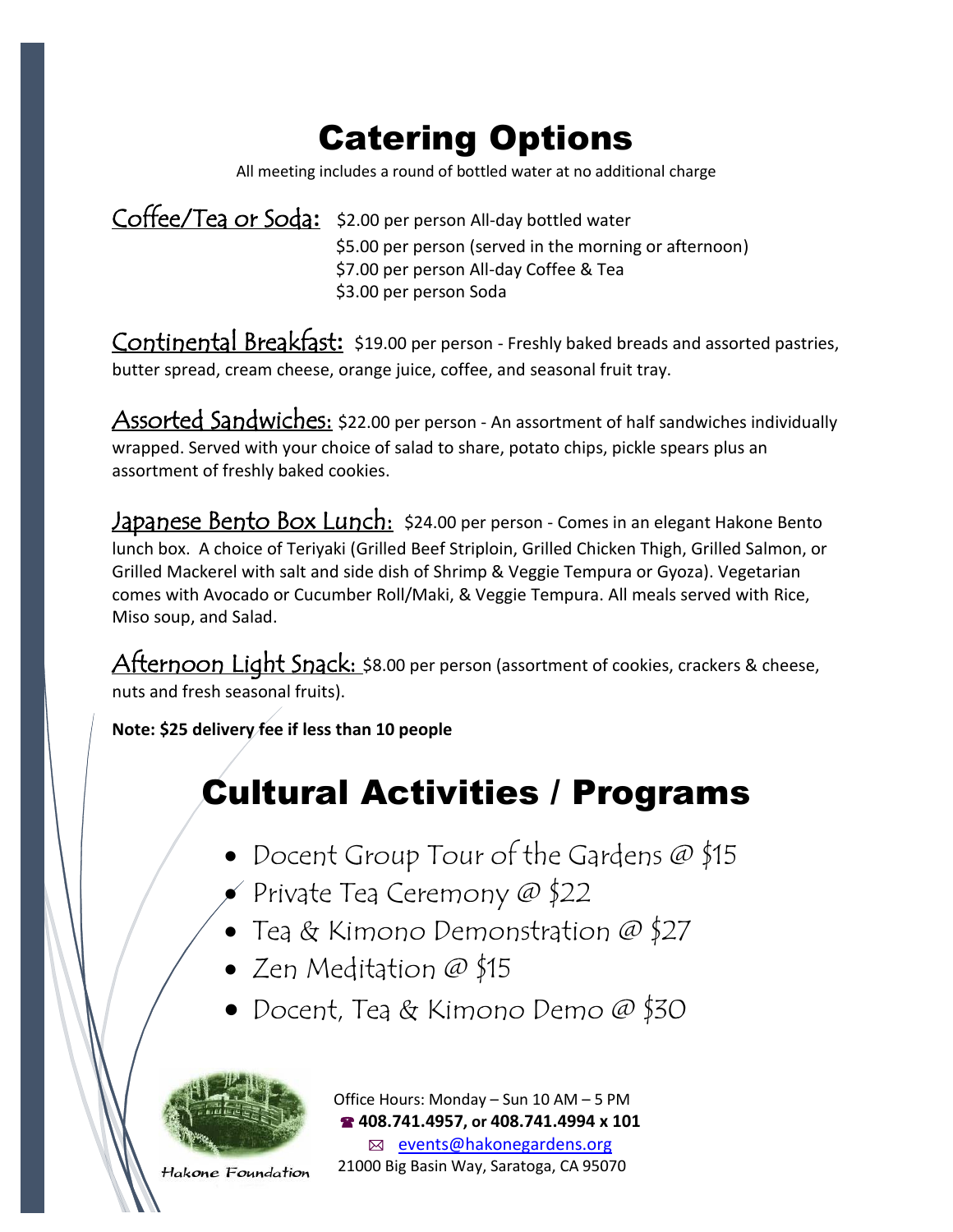# Catering Options

All meeting includes a round of bottled water at no additional charge

**Coffee/Tea or Soda:** $2.00 per person All-day bottled water
$5.00 per person (served in the morning or afternoon)
$7.00 per person All-day Coffee & Tea
$3.00 per person Soda

**Continental Breakfast:** $19.00 per person - Freshly baked breads and assorted pastries, butter spread, cream cheese, orange juice, coffee, and seasonal fruit tray.

**Assorted Sandwiches:** $22.00 per person - An assortment of half sandwiches individually wrapped. Served with your choice of salad to share, potato chips, pickle spears plus an assortment of freshly baked cookies.

**Japanese Bento Box Lunch:** $24.00 per person - Comes in an elegant Hakone Bento lunch box. A choice of Teriyaki (Grilled Beef Striploin, Grilled Chicken Thigh, Grilled Salmon, or Grilled Mackerel with salt and side dish of Shrimp & Veggie Tempura or Gyoza). Vegetarian comes with Avocado or Cucumber Roll/Maki, & Veggie Tempura. All meals served with Rice, Miso soup, and Salad.

**Afternoon Light Snack:** $8.00 per person (assortment of cookies, crackers & cheese, nuts and fresh seasonal fruits).

**Note: $25 delivery fee if less than 10 people**

# Cultural Activities / Programs

- Docent Group Tour of the Gardens @ $15
- Private Tea Ceremony @ $22
- Tea & Kimono Demonstration @ $27
- Zen Meditation @ $15
- Docent, Tea & Kimono Demo @ $30

Hakone Foundation

Office Hours: Monday – Sun 10 AM – 5 PM
**408.741.4957, or 408.741.4994 x 101**
events@hakonegardens.org
21000 Big Basin Way, Saratoga, CA 95070